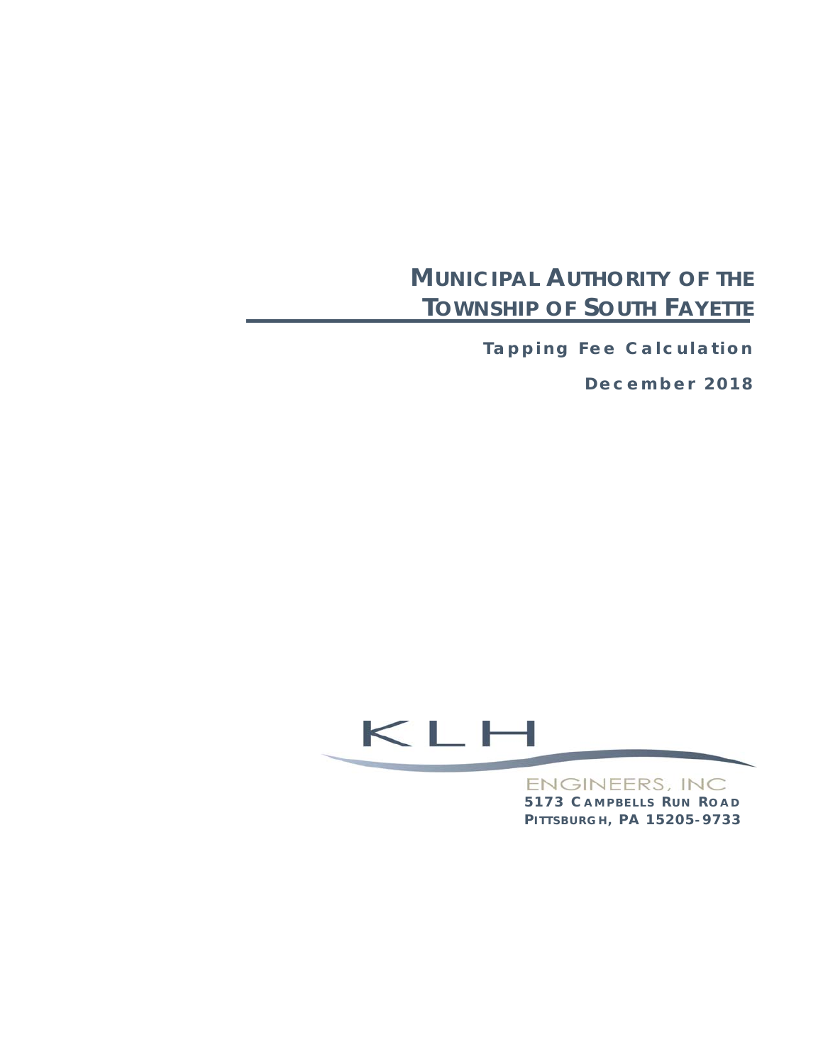# MUNICIPAL AUTHORITY OF THE TOWNSHIP OF SOUTH FAYETTE

**Tapping Fee Calculation**

**December 2018**

KLH

ENGINEERS, INC

**5173 CAMPBELLS RUN ROAD**
**PITTSBURGH, PA 15205-9733**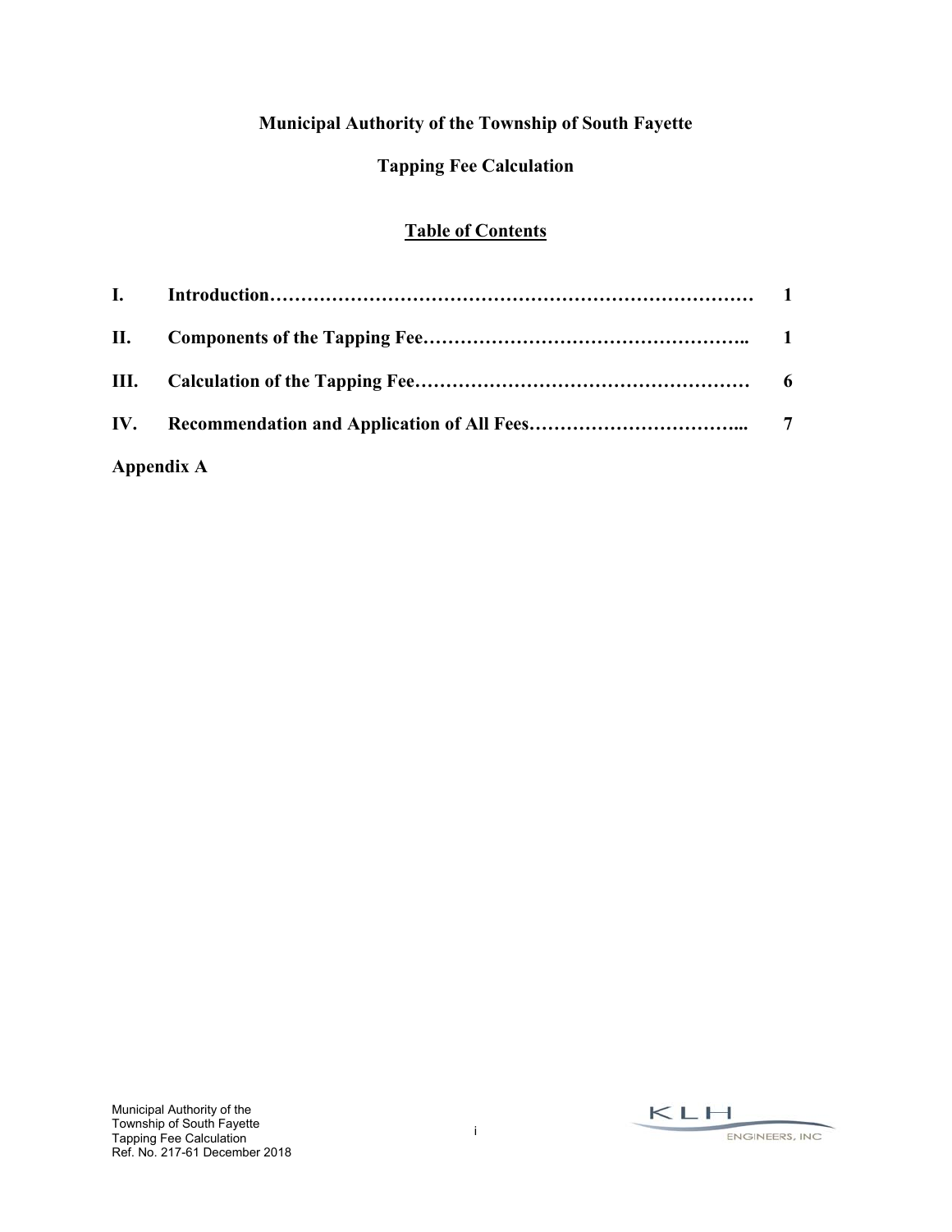**Municipal Authority of the Township of South Fayette**

**Tapping Fee Calculation**

## Table of Contents

| | | |
|---|---|---|
| **I.** | **Introduction** | **1** |
| **II.** | **Components of the Tapping Fee** | **1** |
| **III.** | **Calculation of the Tapping Fee** | **6** |
| **IV.** | **Recommendation and Application of All Fees** | **7** |

**Appendix A**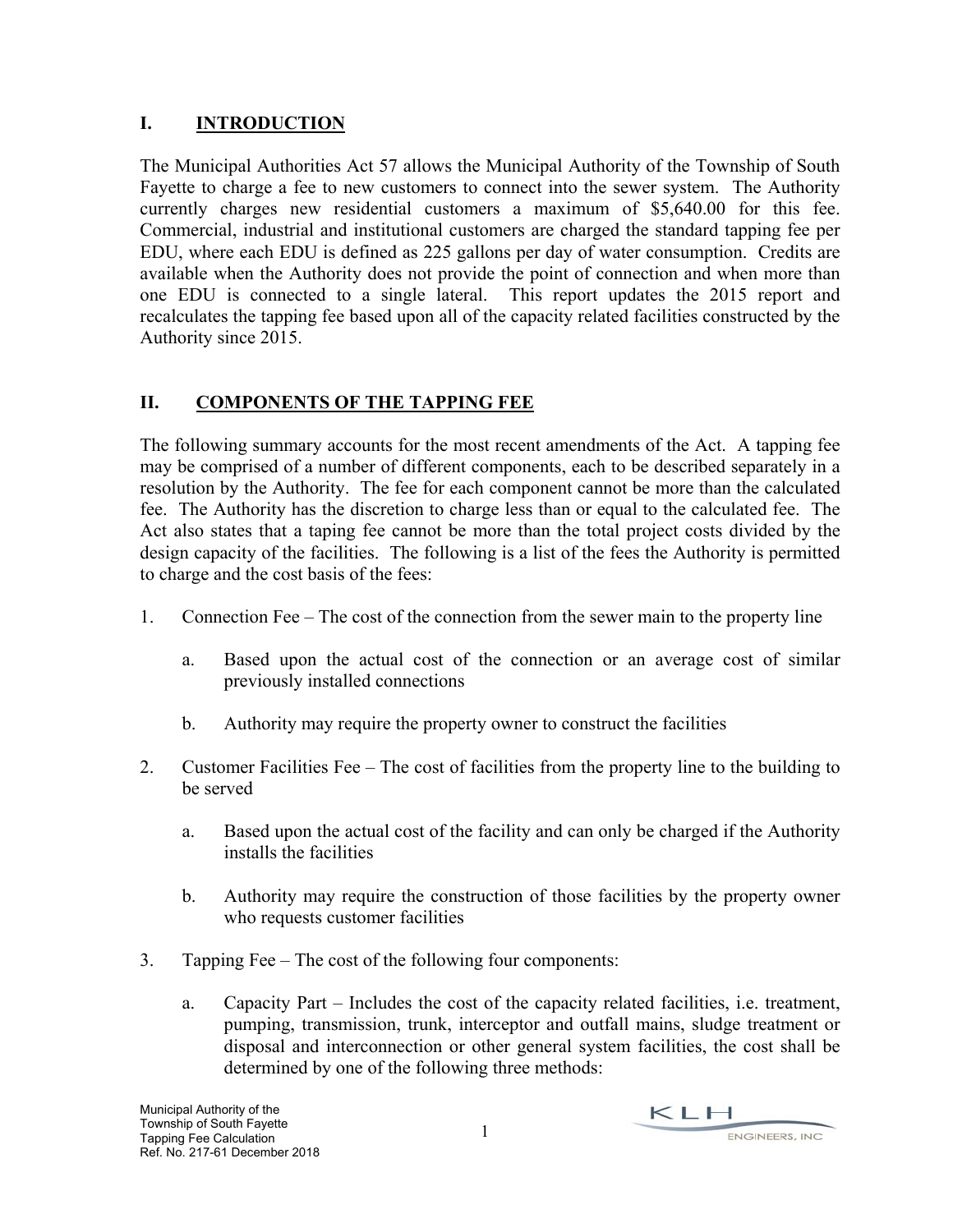## I. INTRODUCTION

The Municipal Authorities Act 57 allows the Municipal Authority of the Township of South Fayette to charge a fee to new customers to connect into the sewer system. The Authority currently charges new residential customers a maximum of $5,640.00 for this fee. Commercial, industrial and institutional customers are charged the standard tapping fee per EDU, where each EDU is defined as 225 gallons per day of water consumption. Credits are available when the Authority does not provide the point of connection and when more than one EDU is connected to a single lateral. This report updates the 2015 report and recalculates the tapping fee based upon all of the capacity related facilities constructed by the Authority since 2015.

## II. COMPONENTS OF THE TAPPING FEE

The following summary accounts for the most recent amendments of the Act. A tapping fee may be comprised of a number of different components, each to be described separately in a resolution by the Authority. The fee for each component cannot be more than the calculated fee. The Authority has the discretion to charge less than or equal to the calculated fee. The Act also states that a taping fee cannot be more than the total project costs divided by the design capacity of the facilities. The following is a list of the fees the Authority is permitted to charge and the cost basis of the fees:

1. Connection Fee – The cost of the connection from the sewer main to the property line
   a. Based upon the actual cost of the connection or an average cost of similar previously installed connections
   b. Authority may require the property owner to construct the facilities
2. Customer Facilities Fee – The cost of facilities from the property line to the building to be served
   a. Based upon the actual cost of the facility and can only be charged if the Authority installs the facilities
   b. Authority may require the construction of those facilities by the property owner who requests customer facilities
3. Tapping Fee – The cost of the following four components:
   a. Capacity Part – Includes the cost of the capacity related facilities, i.e. treatment, pumping, transmission, trunk, interceptor and outfall mains, sludge treatment or disposal and interconnection or other general system facilities, the cost shall be determined by one of the following three methods: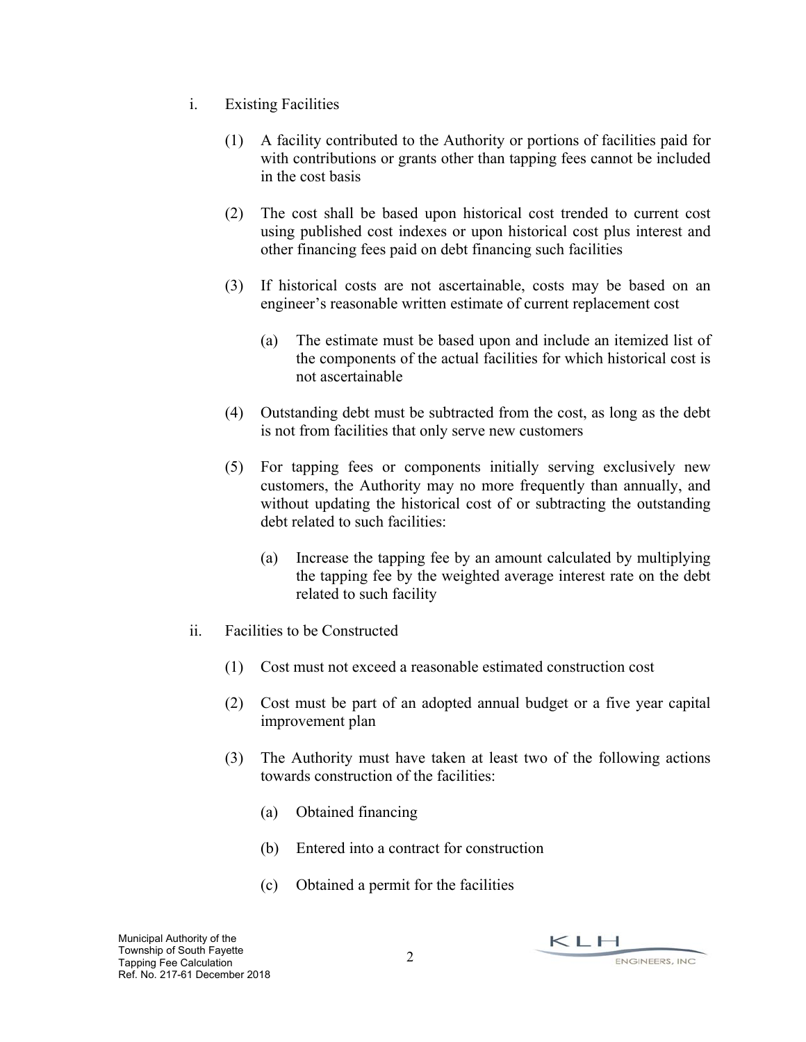i. Existing Facilities

(1) A facility contributed to the Authority or portions of facilities paid for with contributions or grants other than tapping fees cannot be included in the cost basis

(2) The cost shall be based upon historical cost trended to current cost using published cost indexes or upon historical cost plus interest and other financing fees paid on debt financing such facilities

(3) If historical costs are not ascertainable, costs may be based on an engineer's reasonable written estimate of current replacement cost

(a) The estimate must be based upon and include an itemized list of the components of the actual facilities for which historical cost is not ascertainable

(4) Outstanding debt must be subtracted from the cost, as long as the debt is not from facilities that only serve new customers

(5) For tapping fees or components initially serving exclusively new customers, the Authority may no more frequently than annually, and without updating the historical cost of or subtracting the outstanding debt related to such facilities:

(a) Increase the tapping fee by an amount calculated by multiplying the tapping fee by the weighted average interest rate on the debt related to such facility

ii. Facilities to be Constructed

(1) Cost must not exceed a reasonable estimated construction cost

(2) Cost must be part of an adopted annual budget or a five year capital improvement plan

(3) The Authority must have taken at least two of the following actions towards construction of the facilities:

(a) Obtained financing

(b) Entered into a contract for construction

(c) Obtained a permit for the facilities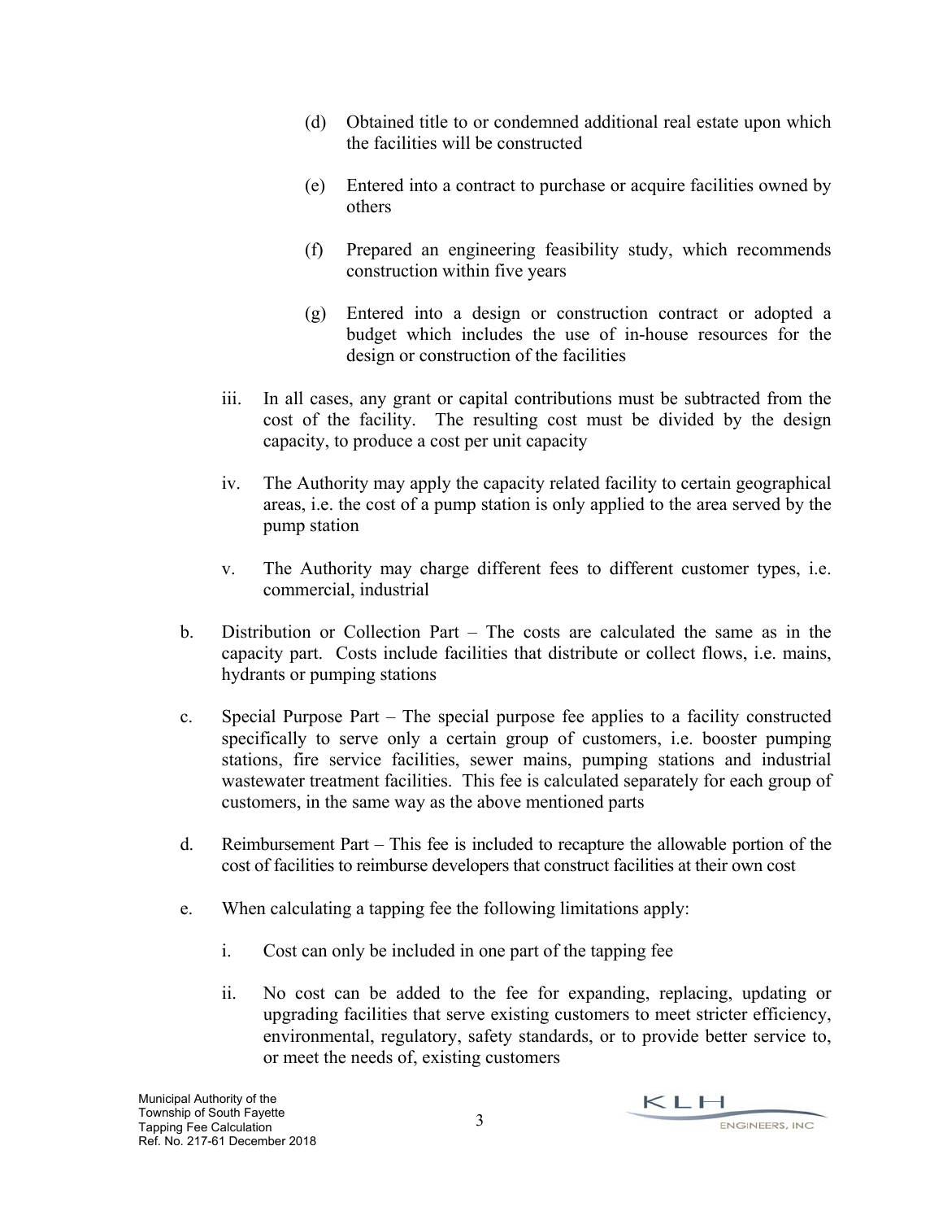(d) Obtained title to or condemned additional real estate upon which the facilities will be constructed

(e) Entered into a contract to purchase or acquire facilities owned by others

(f) Prepared an engineering feasibility study, which recommends construction within five years

(g) Entered into a design or construction contract or adopted a budget which includes the use of in-house resources for the design or construction of the facilities

iii. In all cases, any grant or capital contributions must be subtracted from the cost of the facility. The resulting cost must be divided by the design capacity, to produce a cost per unit capacity

iv. The Authority may apply the capacity related facility to certain geographical areas, i.e. the cost of a pump station is only applied to the area served by the pump station

v. The Authority may charge different fees to different customer types, i.e. commercial, industrial

b. Distribution or Collection Part – The costs are calculated the same as in the capacity part. Costs include facilities that distribute or collect flows, i.e. mains, hydrants or pumping stations

c. Special Purpose Part – The special purpose fee applies to a facility constructed specifically to serve only a certain group of customers, i.e. booster pumping stations, fire service facilities, sewer mains, pumping stations and industrial wastewater treatment facilities. This fee is calculated separately for each group of customers, in the same way as the above mentioned parts

d. Reimbursement Part – This fee is included to recapture the allowable portion of the cost of facilities to reimburse developers that construct facilities at their own cost

e. When calculating a tapping fee the following limitations apply:

i. Cost can only be included in one part of the tapping fee

ii. No cost can be added to the fee for expanding, replacing, updating or upgrading facilities that serve existing customers to meet stricter efficiency, environmental, regulatory, safety standards, or to provide better service to, or meet the needs of, existing customers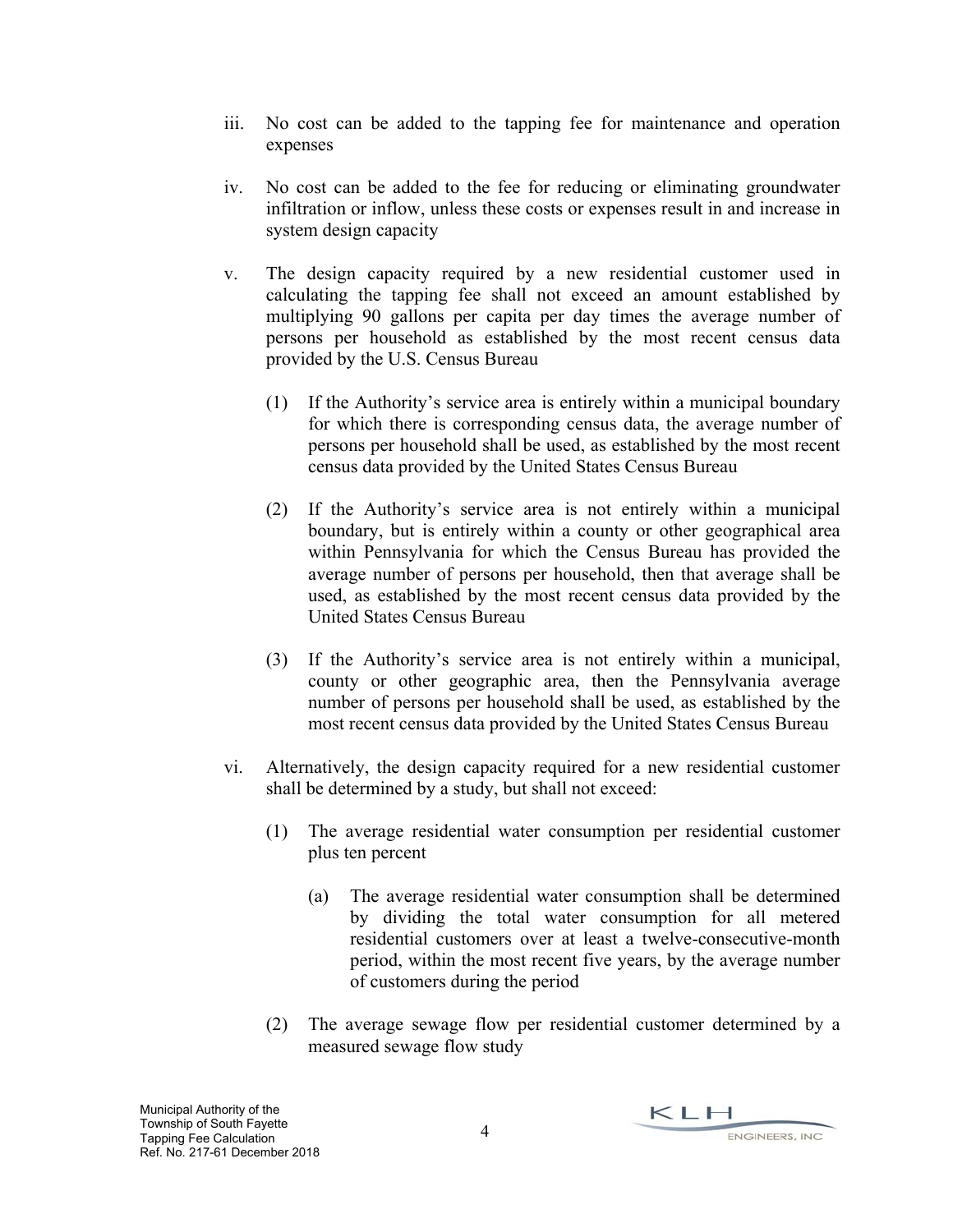iii. No cost can be added to the tapping fee for maintenance and operation expenses

iv. No cost can be added to the fee for reducing or eliminating groundwater infiltration or inflow, unless these costs or expenses result in and increase in system design capacity

v. The design capacity required by a new residential customer used in calculating the tapping fee shall not exceed an amount established by multiplying 90 gallons per capita per day times the average number of persons per household as established by the most recent census data provided by the U.S. Census Bureau

    (1) If the Authority's service area is entirely within a municipal boundary for which there is corresponding census data, the average number of persons per household shall be used, as established by the most recent census data provided by the United States Census Bureau

    (2) If the Authority's service area is not entirely within a municipal boundary, but is entirely within a county or other geographical area within Pennsylvania for which the Census Bureau has provided the average number of persons per household, then that average shall be used, as established by the most recent census data provided by the United States Census Bureau

    (3) If the Authority's service area is not entirely within a municipal, county or other geographic area, then the Pennsylvania average number of persons per household shall be used, as established by the most recent census data provided by the United States Census Bureau

vi. Alternatively, the design capacity required for a new residential customer shall be determined by a study, but shall not exceed:

    (1) The average residential water consumption per residential customer plus ten percent

        (a) The average residential water consumption shall be determined by dividing the total water consumption for all metered residential customers over at least a twelve-consecutive-month period, within the most recent five years, by the average number of customers during the period

    (2) The average sewage flow per residential customer determined by a measured sewage flow study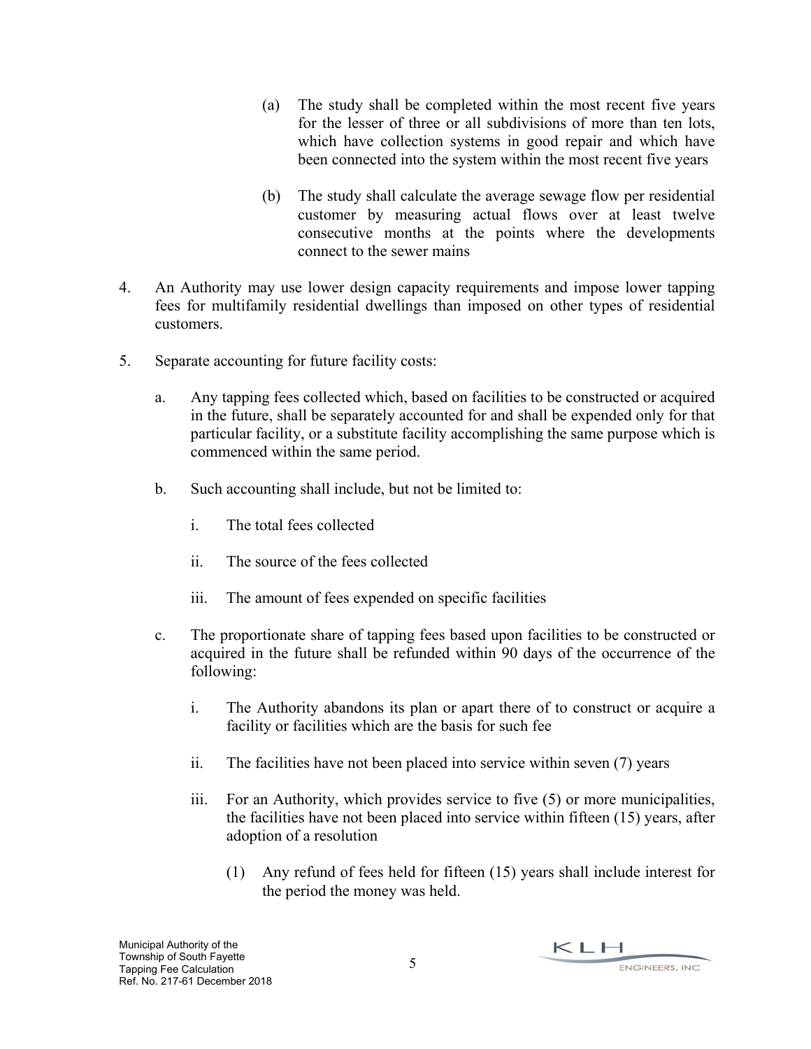(a) The study shall be completed within the most recent five years for the lesser of three or all subdivisions of more than ten lots, which have collection systems in good repair and which have been connected into the system within the most recent five years

(b) The study shall calculate the average sewage flow per residential customer by measuring actual flows over at least twelve consecutive months at the points where the developments connect to the sewer mains

4. An Authority may use lower design capacity requirements and impose lower tapping fees for multifamily residential dwellings than imposed on other types of residential customers.

5. Separate accounting for future facility costs:

   a. Any tapping fees collected which, based on facilities to be constructed or acquired in the future, shall be separately accounted for and shall be expended only for that particular facility, or a substitute facility accomplishing the same purpose which is commenced within the same period.

   b. Such accounting shall include, but not be limited to:

      i. The total fees collected

      ii. The source of the fees collected

      iii. The amount of fees expended on specific facilities

   c. The proportionate share of tapping fees based upon facilities to be constructed or acquired in the future shall be refunded within 90 days of the occurrence of the following:

      i. The Authority abandons its plan or apart there of to construct or acquire a facility or facilities which are the basis for such fee

      ii. The facilities have not been placed into service within seven (7) years

      iii. For an Authority, which provides service to five (5) or more municipalities, the facilities have not been placed into service within fifteen (15) years, after adoption of a resolution

         (1) Any refund of fees held for fifteen (15) years shall include interest for the period the money was held.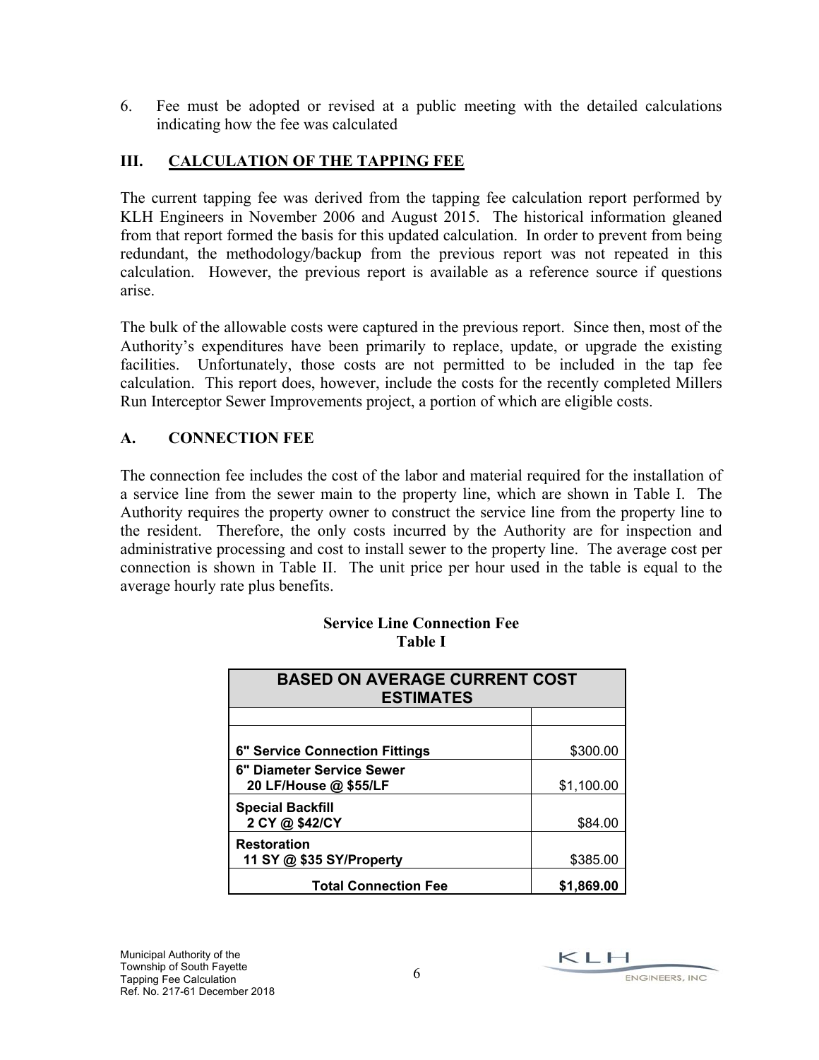6. Fee must be adopted or revised at a public meeting with the detailed calculations indicating how the fee was calculated

## III. CALCULATION OF THE TAPPING FEE

The current tapping fee was derived from the tapping fee calculation report performed by KLH Engineers in November 2006 and August 2015. The historical information gleaned from that report formed the basis for this updated calculation. In order to prevent from being redundant, the methodology/backup from the previous report was not repeated in this calculation. However, the previous report is available as a reference source if questions arise.

The bulk of the allowable costs were captured in the previous report. Since then, most of the Authority's expenditures have been primarily to replace, update, or upgrade the existing facilities. Unfortunately, those costs are not permitted to be included in the tap fee calculation. This report does, however, include the costs for the recently completed Millers Run Interceptor Sewer Improvements project, a portion of which are eligible costs.

### A. CONNECTION FEE

The connection fee includes the cost of the labor and material required for the installation of a service line from the sewer main to the property line, which are shown in Table I. The Authority requires the property owner to construct the service line from the property line to the resident. Therefore, the only costs incurred by the Authority are for inspection and administrative processing and cost to install sewer to the property line. The average cost per connection is shown in Table II. The unit price per hour used in the table is equal to the average hourly rate plus benefits.

**Service Line Connection Fee**
**Table I**

| BASED ON AVERAGE CURRENT COST ESTIMATES | |
|---|---|
| | |
| **6" Service Connection Fittings** | $300.00 |
| **6" Diameter Service Sewer**<br>**20 LF/House @ $55/LF** | $1,100.00 |
| **Special Backfill**<br>**2 CY @ $42/CY** | $84.00 |
| **Restoration**<br>**11 SY @ $35 SY/Property** | $385.00 |
| **Total Connection Fee** | **$1,869.00** |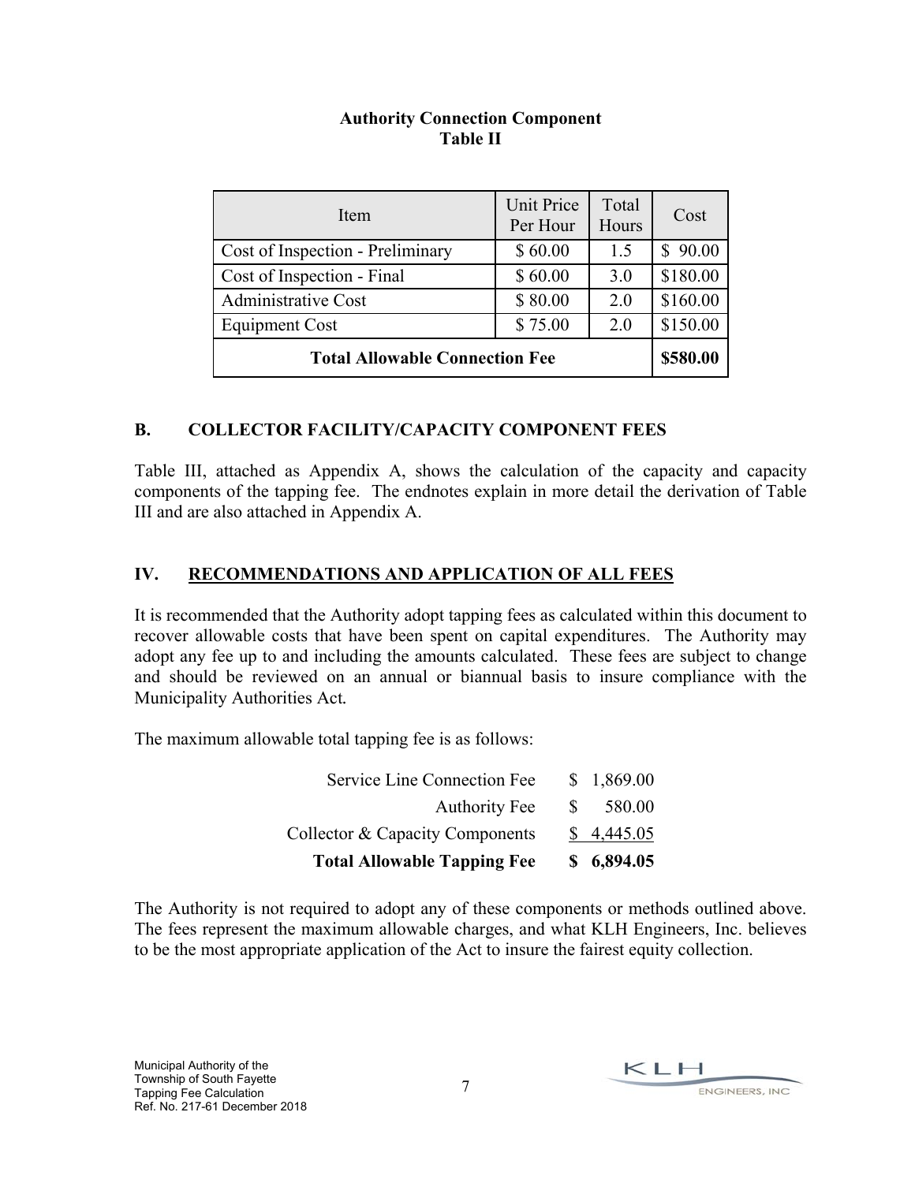**Authority Connection Component**
**Table II**

| Item | Unit Price Per Hour | Total Hours | Cost |
|---|---|---|---|
| Cost of Inspection - Preliminary | $ 60.00 | 1.5 | $ 90.00 |
| Cost of Inspection - Final | $ 60.00 | 3.0 | $180.00 |
| Administrative Cost | $ 80.00 | 2.0 | $160.00 |
| Equipment Cost | $ 75.00 | 2.0 | $150.00 |
| **Total Allowable Connection Fee** | | | **$580.00** |

## B. COLLECTOR FACILITY/CAPACITY COMPONENT FEES

Table III, attached as Appendix A, shows the calculation of the capacity and capacity components of the tapping fee. The endnotes explain in more detail the derivation of Table III and are also attached in Appendix A.

## IV. RECOMMENDATIONS AND APPLICATION OF ALL FEES

It is recommended that the Authority adopt tapping fees as calculated within this document to recover allowable costs that have been spent on capital expenditures. The Authority may adopt any fee up to and including the amounts calculated. These fees are subject to change and should be reviewed on an annual or biannual basis to insure compliance with the Municipality Authorities Act.

The maximum allowable total tapping fee is as follows:

| | |
|---|---|
| Service Line Connection Fee | $ 1,869.00 |
| Authority Fee | $ 580.00 |
| Collector & Capacity Components | $ 4,445.05 |
| **Total Allowable Tapping Fee** | **$ 6,894.05** |

The Authority is not required to adopt any of these components or methods outlined above. The fees represent the maximum allowable charges, and what KLH Engineers, Inc. believes to be the most appropriate application of the Act to insure the fairest equity collection.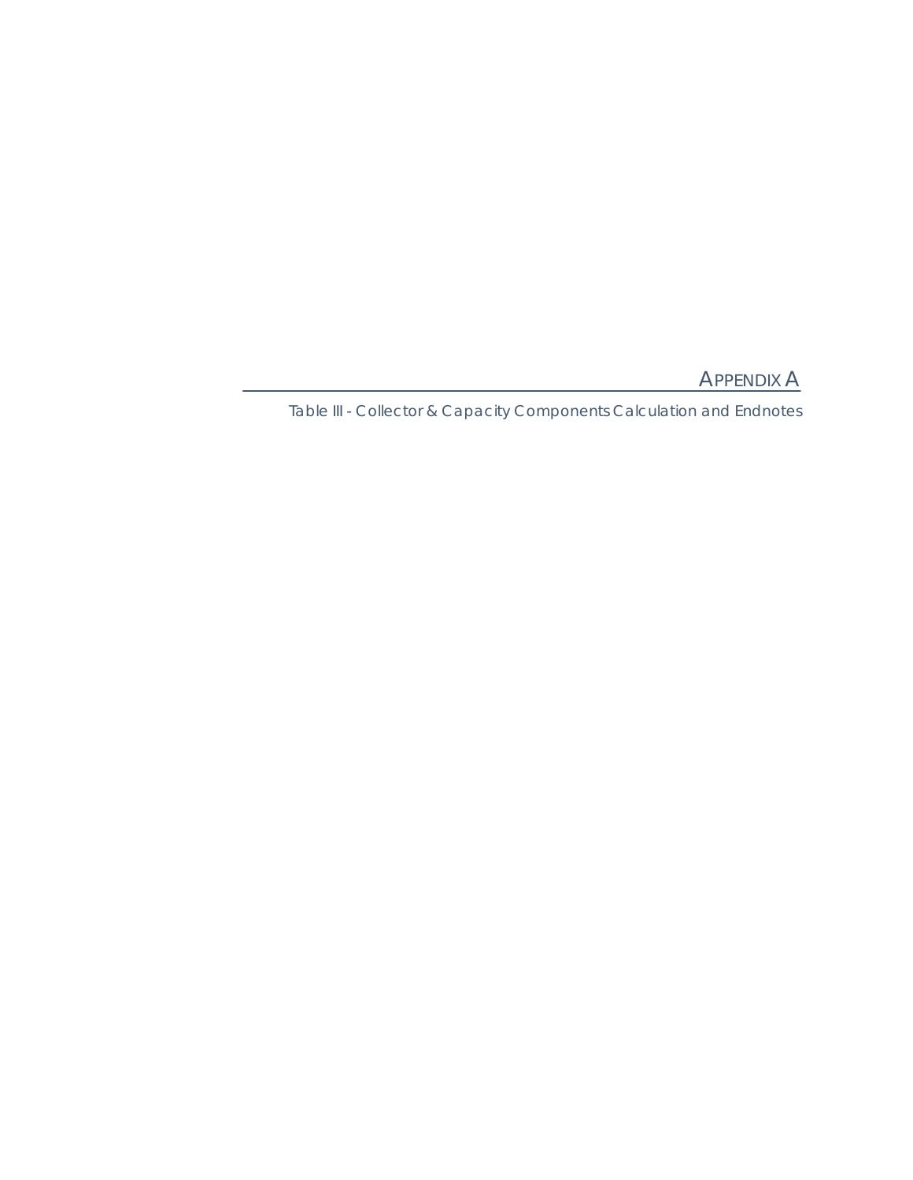# Appendix A

Table III - Collector & Capacity Components Calculation and Endnotes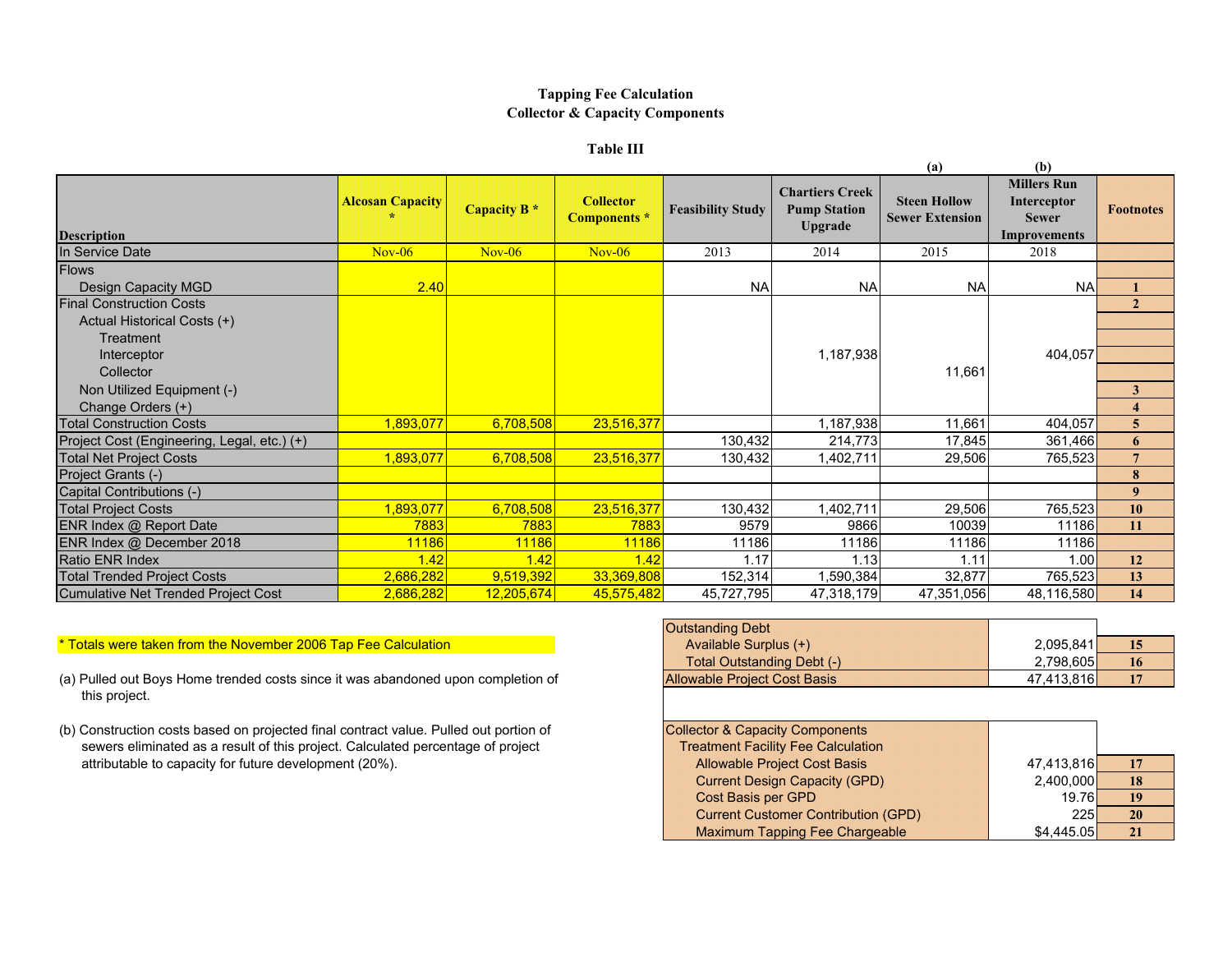**Tapping Fee Calculation**
**Collector & Capacity Components**

**Table III**

| Description | Alcosan Capacity * | Capacity B * | Collector Components * | Feasibility Study | Charties Creek Pump Station Upgrade | (a) Steen Hollow Sewer Extension | (b) Millers Run Interceptor Sewer Improvements | Footnotes |
|---|---|---|---|---|---|---|---|---|
| In Service Date | Nov-06 | Nov-06 | Nov-06 | 2013 | 2014 | 2015 | 2018 | |
| Flows | | | | | | | | |
| Design Capacity MGD | 2.40 | | | NA | NA | NA | NA | 1 |
| Final Construction Costs | | | | | | | | 2 |
| Actual Historical Costs (+) | | | | | | | | |
| Treatment | | | | | | | | |
| Interceptor | | | | | 1,187,938 | | 404,057 | |
| Collector | | | | | | 11,661 | | |
| Non Utilized Equipment (-) | | | | | | | | 3 |
| Change Orders (+) | | | | | | | | 4 |
| Total Construction Costs | 1,893,077 | 6,708,508 | 23,516,377 | | 1,187,938 | 11,661 | 404,057 | 5 |
| Project Cost (Engineering, Legal, etc.) (+) | | | | 130,432 | 214,773 | 17,845 | 361,466 | 6 |
| Total Net Project Costs | 1,893,077 | 6,708,508 | 23,516,377 | 130,432 | 1,402,711 | 29,506 | 765,523 | 7 |
| Project Grants (-) | | | | | | | | 8 |
| Capital Contributions (-) | | | | | | | | 9 |
| Total Project Costs | 1,893,077 | 6,708,508 | 23,516,377 | 130,432 | 1,402,711 | 29,506 | 765,523 | 10 |
| ENR Index @ Report Date | 7883 | 7883 | 7883 | 9579 | 9866 | 10039 | 11186 | 11 |
| ENR Index @ December 2018 | 11186 | 11186 | 11186 | 11186 | 11186 | 11186 | 11186 | |
| Ratio ENR Index | 1.42 | 1.42 | 1.42 | 1.17 | 1.13 | 1.11 | 1.00 | 12 |
| Total Trended Project Costs | 2,686,282 | 9,519,392 | 33,369,808 | 152,314 | 1,590,384 | 32,877 | 765,523 | 13 |
| Cumulative Net Trended Project Cost | 2,686,282 | 12,205,674 | 45,575,482 | 45,727,795 | 47,318,179 | 47,351,056 | 48,116,580 | 14 |

| Outstanding Debt | | |
|---|---|---|
| Available Surplus (+) | 2,095,841 | 15 |
| Total Outstanding Debt (-) | 2,798,605 | 16 |
| Allowable Project Cost Basis | 47,413,816 | 17 |

| Collector & Capacity Components | | |
|---|---|---|
| Treatment Facility Fee Calculation | | |
| Allowable Project Cost Basis | 47,413,816 | 17 |
| Current Design Capacity (GPD) | 2,400,000 | 18 |
| Cost Basis per GPD | 19.76 | 19 |
| Current Customer Contribution (GPD) | 225 | 20 |
| Maximum Tapping Fee Chargeable | $4,445.05 | 21 |

* Totals were taken from the November 2006 Tap Fee Calculation

(a) Pulled out Boys Home trended costs since it was abandoned upon completion of this project.

(b) Construction costs based on projected final contract value. Pulled out portion of sewers eliminated as a result of this project. Calculated percentage of project attributable to capacity for future development (20%).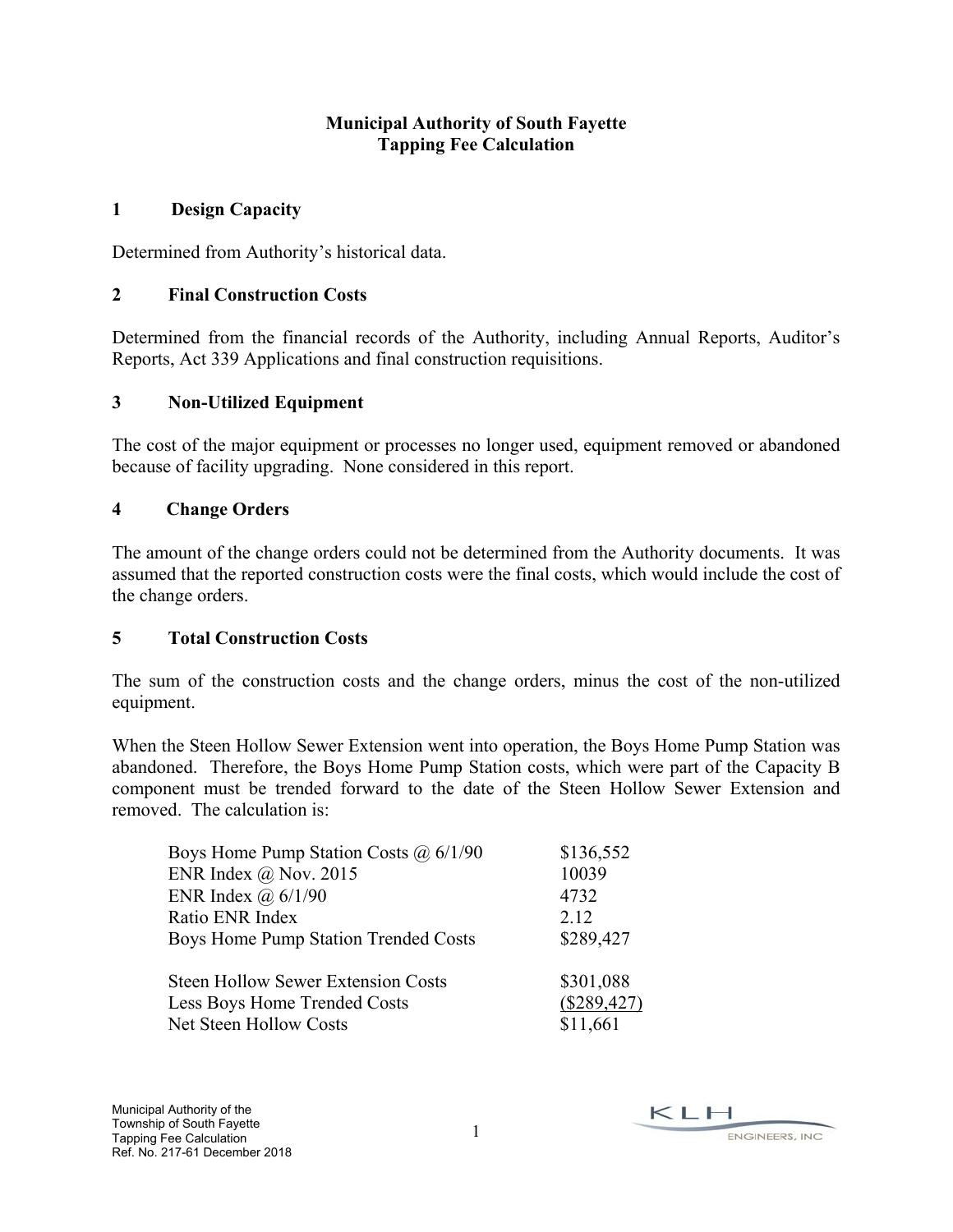**Municipal Authority of South Fayette**
**Tapping Fee Calculation**

## 1 Design Capacity

Determined from Authority's historical data.

## 2 Final Construction Costs

Determined from the financial records of the Authority, including Annual Reports, Auditor's Reports, Act 339 Applications and final construction requisitions.

## 3 Non-Utilized Equipment

The cost of the major equipment or processes no longer used, equipment removed or abandoned because of facility upgrading. None considered in this report.

## 4 Change Orders

The amount of the change orders could not be determined from the Authority documents. It was assumed that the reported construction costs were the final costs, which would include the cost of the change orders.

## 5 Total Construction Costs

The sum of the construction costs and the change orders, minus the cost of the non-utilized equipment.

When the Steen Hollow Sewer Extension went into operation, the Boys Home Pump Station was abandoned. Therefore, the Boys Home Pump Station costs, which were part of the Capacity B component must be trended forward to the date of the Steen Hollow Sewer Extension and removed. The calculation is:

| | |
|---|---|
| Boys Home Pump Station Costs @ 6/1/90 | \$136,552 |
| ENR Index @ Nov. 2015 | 10039 |
| ENR Index @ 6/1/90 | 4732 |
| Ratio ENR Index | 2.12 |
| Boys Home Pump Station Trended Costs | \$289,427 |
| | |
| Steen Hollow Sewer Extension Costs | \$301,088 |
| Less Boys Home Trended Costs | (\$289,427) |
| Net Steen Hollow Costs | \$11,661 |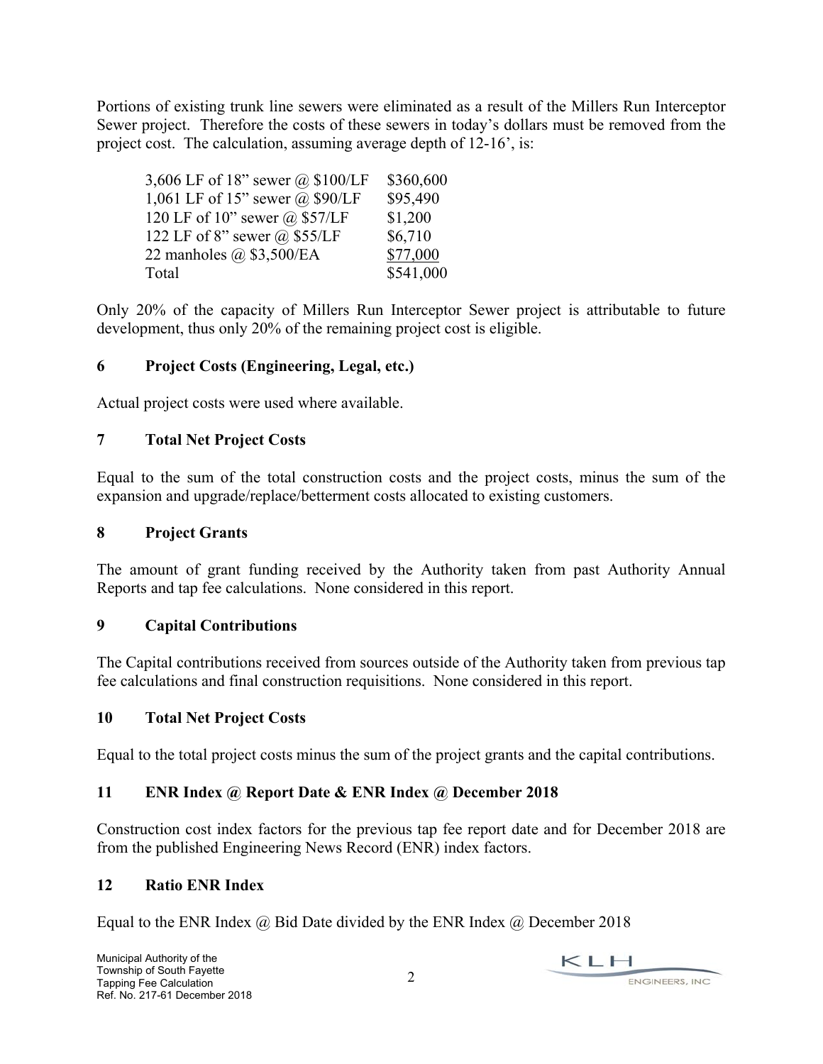Portions of existing trunk line sewers were eliminated as a result of the Millers Run Interceptor Sewer project. Therefore the costs of these sewers in today's dollars must be removed from the project cost. The calculation, assuming average depth of 12-16', is:

| | |
|---|---|
| 3,606 LF of 18" sewer @ $100/LF | $360,600 |
| 1,061 LF of 15" sewer @ $90/LF | $95,490 |
| 120 LF of 10" sewer @ $57/LF | $1,200 |
| 122 LF of 8" sewer @ $55/LF | $6,710 |
| 22 manholes @ $3,500/EA | $77,000 |
| Total | $541,000 |

Only 20% of the capacity of Millers Run Interceptor Sewer project is attributable to future development, thus only 20% of the remaining project cost is eligible.

### 6 Project Costs (Engineering, Legal, etc.)

Actual project costs were used where available.

### 7 Total Net Project Costs

Equal to the sum of the total construction costs and the project costs, minus the sum of the expansion and upgrade/replace/betterment costs allocated to existing customers.

### 8 Project Grants

The amount of grant funding received by the Authority taken from past Authority Annual Reports and tap fee calculations. None considered in this report.

### 9 Capital Contributions

The Capital contributions received from sources outside of the Authority taken from previous tap fee calculations and final construction requisitions. None considered in this report.

### 10 Total Net Project Costs

Equal to the total project costs minus the sum of the project grants and the capital contributions.

### 11 ENR Index @ Report Date & ENR Index @ December 2018

Construction cost index factors for the previous tap fee report date and for December 2018 are from the published Engineering News Record (ENR) index factors.

### 12 Ratio ENR Index

Equal to the ENR Index @ Bid Date divided by the ENR Index @ December 2018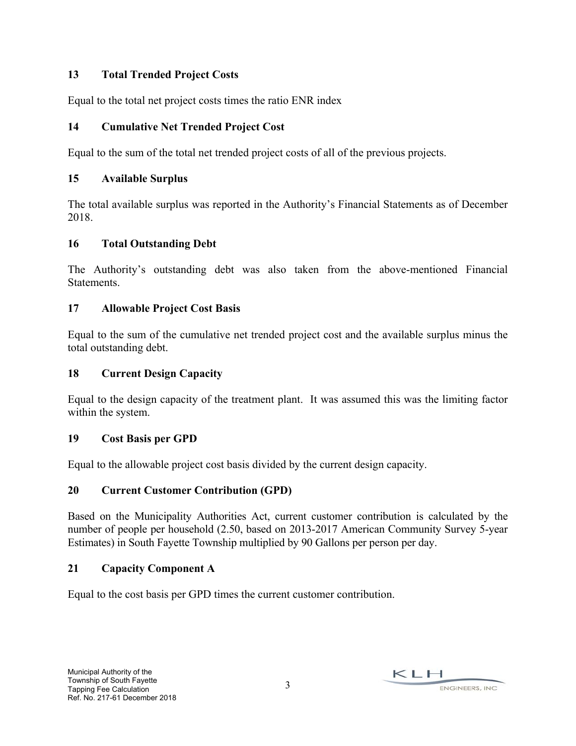### 13 Total Trended Project Costs

Equal to the total net project costs times the ratio ENR index

### 14 Cumulative Net Trended Project Cost

Equal to the sum of the total net trended project costs of all of the previous projects.

### 15 Available Surplus

The total available surplus was reported in the Authority's Financial Statements as of December 2018.

### 16 Total Outstanding Debt

The Authority's outstanding debt was also taken from the above-mentioned Financial Statements.

### 17 Allowable Project Cost Basis

Equal to the sum of the cumulative net trended project cost and the available surplus minus the total outstanding debt.

### 18 Current Design Capacity

Equal to the design capacity of the treatment plant. It was assumed this was the limiting factor within the system.

### 19 Cost Basis per GPD

Equal to the allowable project cost basis divided by the current design capacity.

### 20 Current Customer Contribution (GPD)

Based on the Municipality Authorities Act, current customer contribution is calculated by the number of people per household (2.50, based on 2013-2017 American Community Survey 5-year Estimates) in South Fayette Township multiplied by 90 Gallons per person per day.

### 21 Capacity Component A

Equal to the cost basis per GPD times the current customer contribution.